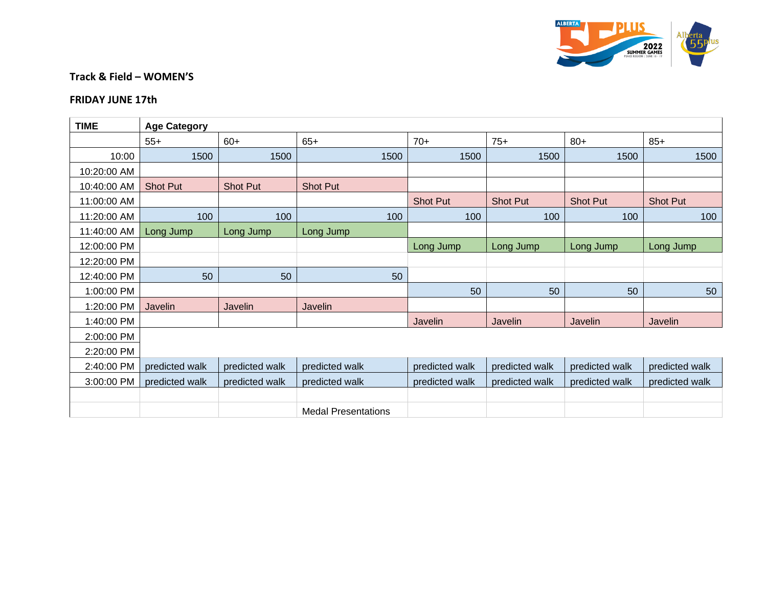**Track & Field – WOMEN'S**

**FRIDAY JUNE 17th**

| TIME | Age Category | | | | | | |
|---|---|---|---|---|---|---|---|
| | 55+ | 60+ | 65+ | 70+ | 75+ | 80+ | 85+ |
| 10:00 | 1500 | 1500 | 1500 | 1500 | 1500 | 1500 | 1500 |
| 10:20:00 AM | | | | | | | |
| 10:40:00 AM | Shot Put | Shot Put | Shot Put | | | | |
| 11:00:00 AM | | | | Shot Put | Shot Put | Shot Put | Shot Put |
| 11:20:00 AM | 100 | 100 | 100 | 100 | 100 | 100 | 100 |
| 11:40:00 AM | Long Jump | Long Jump | Long Jump | | | | |
| 12:00:00 PM | | | | Long Jump | Long Jump | Long Jump | Long Jump |
| 12:20:00 PM | | | | | | | |
| 12:40:00 PM | 50 | 50 | 50 | | | | |
| 1:00:00 PM | | | | 50 | 50 | 50 | 50 |
| 1:20:00 PM | Javelin | Javelin | Javelin | | | | |
| 1:40:00 PM | | | | Javelin | Javelin | Javelin | Javelin |
| 2:00:00 PM | | | | | | | |
| 2:20:00 PM | | | | | | | |
| 2:40:00 PM | predicted walk | predicted walk | predicted walk | predicted walk | predicted walk | predicted walk | predicted walk |
| 3:00:00 PM | predicted walk | predicted walk | predicted walk | predicted walk | predicted walk | predicted walk | predicted walk |
| | | | | | | | |
| | | | Medal Presentations | | | | |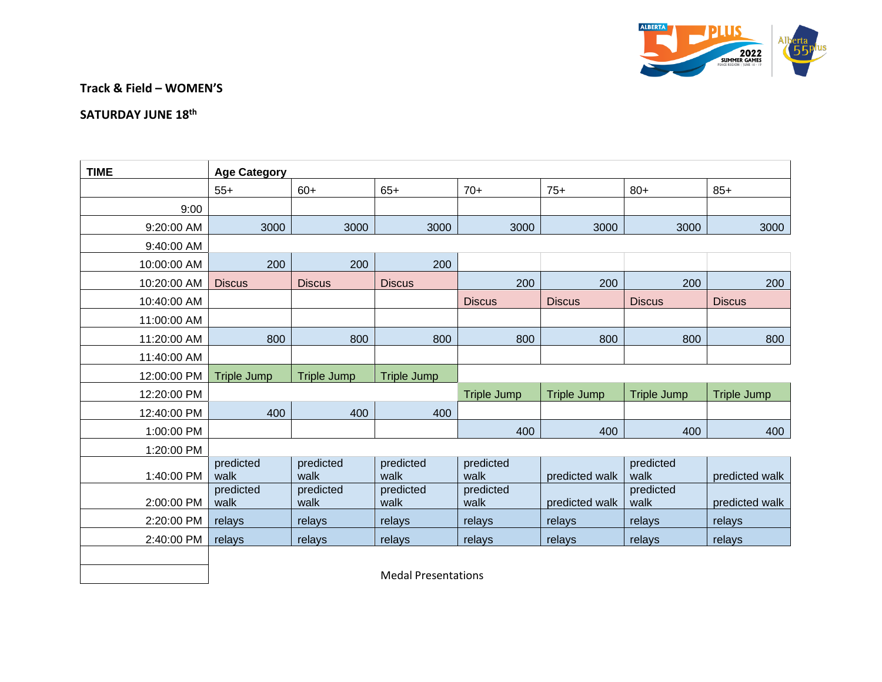**Track & Field – WOMEN'S**

**SATURDAY JUNE 18th**

| TIME | Age Category | | | | | | |
|---|---|---|---|---|---|---|---|
| | 55+ | 60+ | 65+ | 70+ | 75+ | 80+ | 85+ |
| 9:00 | | | | | | | |
| 9:20:00 AM | 3000 | 3000 | 3000 | 3000 | 3000 | 3000 | 3000 |
| 9:40:00 AM | | | | | | | |
| 10:00:00 AM | 200 | 200 | 200 | | | | |
| 10:20:00 AM | Discus | Discus | Discus | 200 | 200 | 200 | 200 |
| 10:40:00 AM | | | | Discus | Discus | Discus | Discus |
| 11:00:00 AM | | | | | | | |
| 11:20:00 AM | 800 | 800 | 800 | 800 | 800 | 800 | 800 |
| 11:40:00 AM | | | | | | | |
| 12:00:00 PM | Triple Jump | Triple Jump | Triple Jump | | | | |
| 12:20:00 PM | | | | Triple Jump | Triple Jump | Triple Jump | Triple Jump |
| 12:40:00 PM | 400 | 400 | 400 | | | | |
| 1:00:00 PM | | | | 400 | 400 | 400 | 400 |
| 1:20:00 PM | | | | | | | |
| 1:40:00 PM | predicted walk | predicted walk | predicted walk | predicted walk | predicted walk | predicted walk | predicted walk |
| 2:00:00 PM | predicted walk | predicted walk | predicted walk | predicted walk | predicted walk | predicted walk | predicted walk |
| 2:20:00 PM | relays | relays | relays | relays | relays | relays | relays |
| 2:40:00 PM | relays | relays | relays | relays | relays | relays | relays |
| | | | | | | | |
| | Medal Presentations | | | | | | |